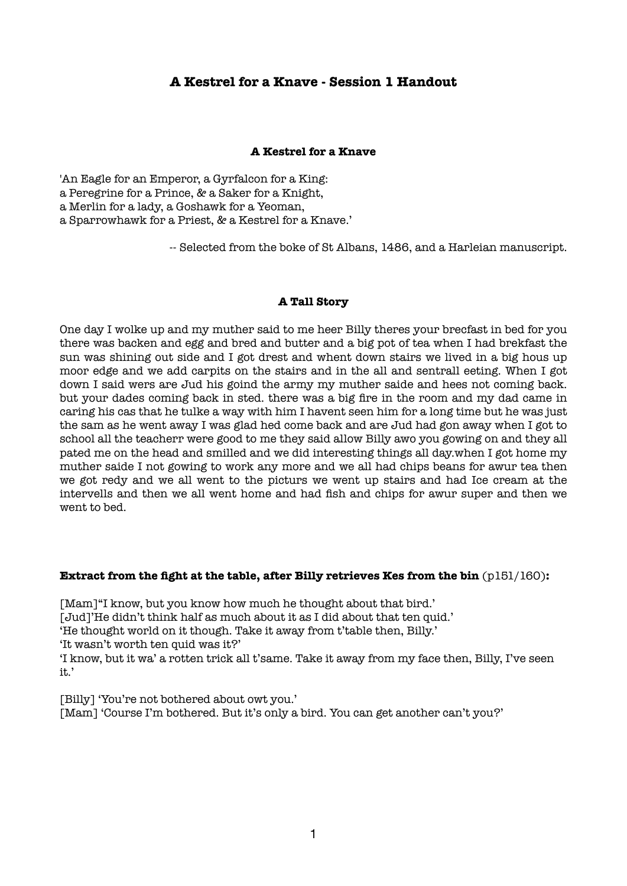# A Kestrel for a Knave - Session 1 Handout

### A Kestrel for a Knave

'An Eagle for an Emperor, a Gyrfalcon for a King:
a Peregrine for a Prince, & a Saker for a Knight,
a Merlin for a lady, a Goshawk for a Yeoman,
a Sparrowhawk for a Priest, & a Kestrel for a Knave.'

-- Selected from the boke of St Albans, 1486, and a Harleian manuscript.

### A Tall Story

One day I wolke up and my muther said to me heer Billy theres your brecfast in bed for you there was backen and egg and bred and butter and a big pot of tea when I had brekfast the sun was shining out side and I got drest and whent down stairs we lived in a big hous up moor edge and we add carpits on the stairs and in the all and sentrall eeting. When I got down I said wers are Jud his goind the army my muther saide and hees not coming back. but your dades coming back in sted. there was a big fire in the room and my dad came in caring his cas that he tulke a way with him I havent seen him for a long time but he was just the sam as he went away I was glad hed come back and are Jud had gon away when I got to school all the teacherr were good to me they said allow Billy awo you gowing on and they all pated me on the head and smilled and we did interesting things all day.when I got home my muther saide I not gowing to work any more and we all had chips beans for awur tea then we got redy and we all went to the picturs we went up stairs and had Ice cream at the intervells and then we all went home and had fish and chips for awur super and then we went to bed.

**Extract from the fight at the table, after Billy retrieves Kes from the bin** (p151/160)**:**

[Mam]"I know, but you know how much he thought about that bird.'
[Jud]'He didn't think half as much about it as I did about that ten quid.'
'He thought world on it though. Take it away from t'table then, Billy.'
'It wasn't worth ten quid was it?'
'I know, but it wa' a rotten trick all t'same. Take it away from my face then, Billy, I've seen it.'

[Billy] 'You're not bothered about owt you.'
[Mam] 'Course I'm bothered. But it's only a bird. You can get another can't you?'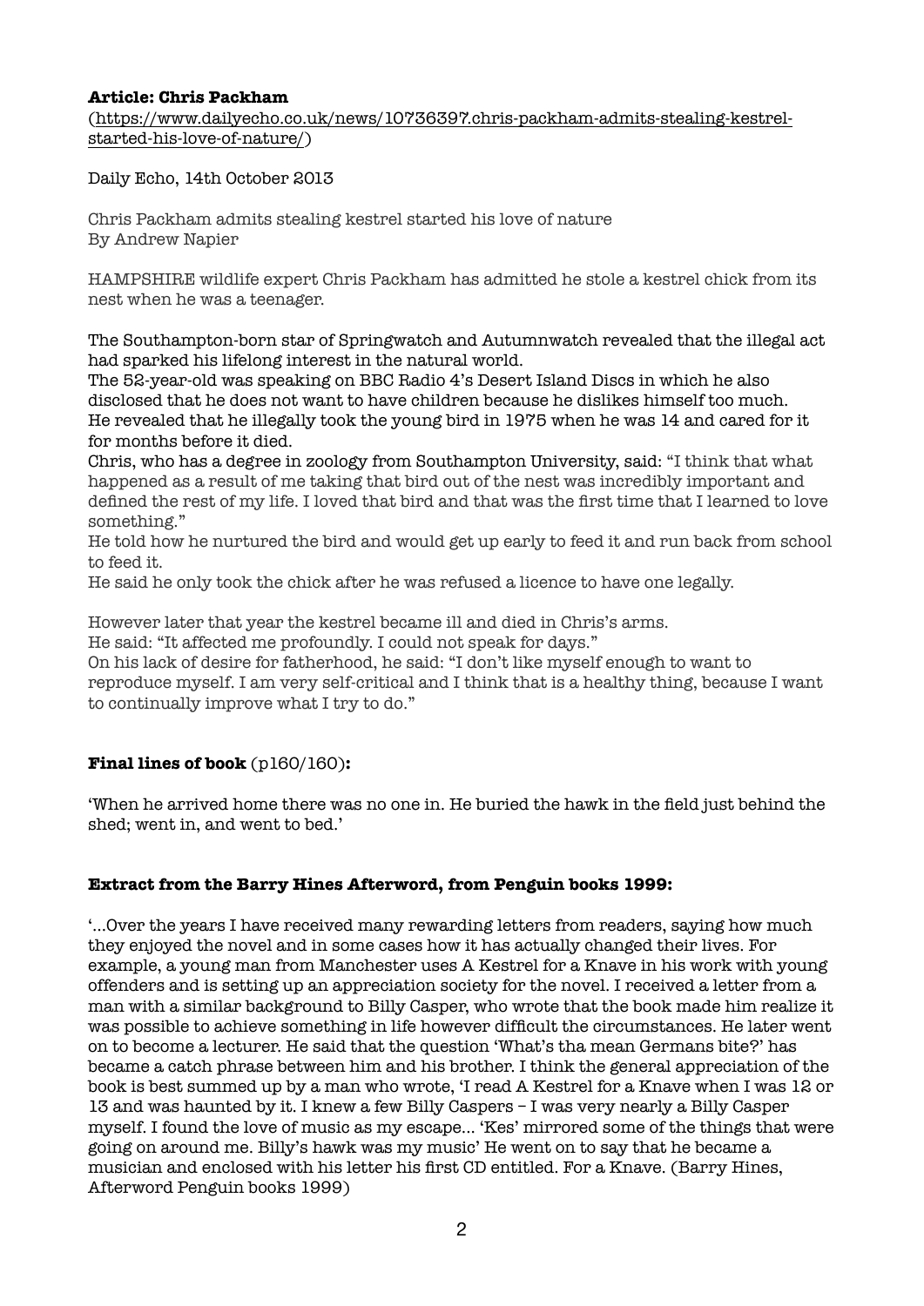**Article: Chris Packham**
(https://www.dailyecho.co.uk/news/10736397.chris-packham-admits-stealing-kestrel-started-his-love-of-nature/)

Daily Echo, 14th October 2013

Chris Packham admits stealing kestrel started his love of nature
By Andrew Napier

HAMPSHIRE wildlife expert Chris Packham has admitted he stole a kestrel chick from its nest when he was a teenager.

The Southampton-born star of Springwatch and Autumnwatch revealed that the illegal act had sparked his lifelong interest in the natural world.
The 52-year-old was speaking on BBC Radio 4's Desert Island Discs in which he also disclosed that he does not want to have children because he dislikes himself too much.
He revealed that he illegally took the young bird in 1975 when he was 14 and cared for it for months before it died.
Chris, who has a degree in zoology from Southampton University, said: "I think that what happened as a result of me taking that bird out of the nest was incredibly important and defined the rest of my life. I loved that bird and that was the first time that I learned to love something."
He told how he nurtured the bird and would get up early to feed it and run back from school to feed it.
He said he only took the chick after he was refused a licence to have one legally.

However later that year the kestrel became ill and died in Chris's arms.
He said: "It affected me profoundly. I could not speak for days."
On his lack of desire for fatherhood, he said: "I don't like myself enough to want to reproduce myself. I am very self-critical and I think that is a healthy thing, because I want to continually improve what I try to do."

**Final lines of book** (p160/160)**:**

'When he arrived home there was no one in. He buried the hawk in the field just behind the shed; went in, and went to bed.'

**Extract from the Barry Hines Afterword, from Penguin books 1999:**

'...Over the years I have received many rewarding letters from readers, saying how much they enjoyed the novel and in some cases how it has actually changed their lives. For example, a young man from Manchester uses A Kestrel for a Knave in his work with young offenders and is setting up an appreciation society for the novel. I received a letter from a man with a similar background to Billy Casper, who wrote that the book made him realize it was possible to achieve something in life however difficult the circumstances. He later went on to become a lecturer. He said that the question 'What's tha mean Germans bite?' has became a catch phrase between him and his brother. I think the general appreciation of the book is best summed up by a man who wrote, 'I read A Kestrel for a Knave when I was 12 or 13 and was haunted by it. I knew a few Billy Caspers – I was very nearly a Billy Casper myself. I found the love of music as my escape... 'Kes' mirrored some of the things that were going on around me. Billy's hawk was my music' He went on to say that he became a musician and enclosed with his letter his first CD entitled. For a Knave. (Barry Hines, Afterword Penguin books 1999)